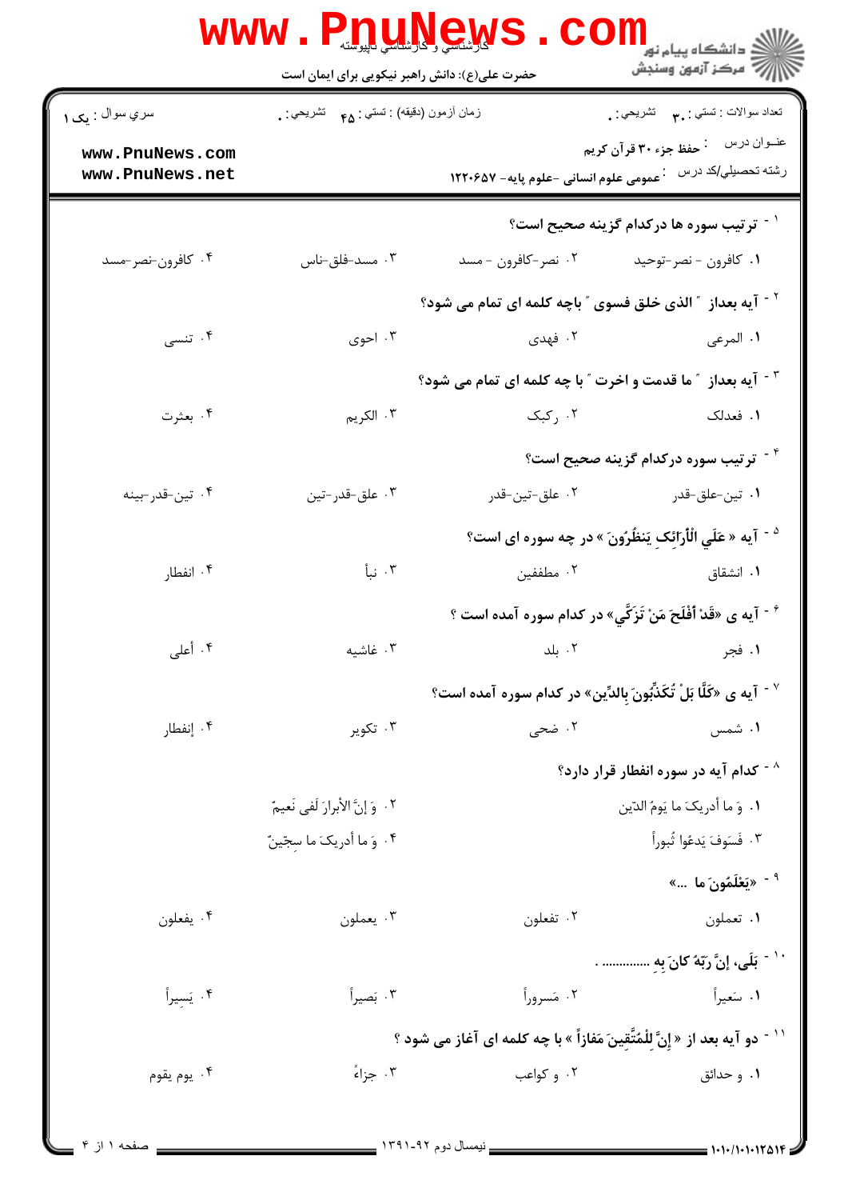کارشناسی و کارشناسی ناپیوسته

حضرت علی(ع): دانش راهبر نیکویی برای ایمان است

دانشگاه پیام نور
مرکز آزمون وسنجش

سري سوال : یک ۱ | زمان آزمون (دقیقه) : تستی : ۴۵ تشریحی : ۰ | تعداد سوالات : تستی : ۳۰ تشریحی : ۰

عنوان درس : حفظ جزء ۳۰ قرآن کریم

رشته تحصیلی/کد درس : عمومی علوم انسانی -علوم پایه- ۱۲۲۰۶۵۷

۱- ترتیب سوره ها درکدام گزینه صحیح است؟

۱. کافرون - نصر-توحید
۲. نصر-کافرون - مسد
۳. مسد-فلق-ناس
۴. کافرون-نصر-مسد

۲- آیه بعداز " الذی خلق فسوی " باچه کلمه ای تمام می شود؟

۱. المرعی
۲. فهدی
۳. احوی
۴. تنسی

۳- آیه بعداز " ما قدمت و اخرت " با چه کلمه ای تمام می شود؟

۱. فعدلک
۲. رکبک
۳. الکریم
۴. بعثرت

۴- ترتیب سوره درکدام گزینه صحیح است؟

۱. تین-علق-قدر
۲. علق-تین-قدر
۳. علق-قدر-تین
۴. تین-قدر-بینه

۵- آیه « عَلَى الْأَرائِکِ يَنظُرُونَ » در چه سوره ای است؟

۱. انشقاق
۲. مطففین
۳. نبأ
۴. انفطار

۶- آیه ی «قَدْ أَفْلَحَ مَنْ تَزَكَّى» در کدام سوره آمده است ؟

۱. فجر
۲. بلد
۳. غاشیه
۴. أعلی

۷- آیه ی «كَلَّا بَلْ تُكَذِّبُونَ بِالدِّين» در کدام سوره آمده است؟

۱. شمس
۲. ضحی
۳. تکویر
۴. إنفطار

۸- کدام آیه در سوره انفطار قرار دارد؟

۱. وَ ما أدريکَ ما يَومُ الدّين
۲. وَ إنَّ الأبرارَ لَفی نَعيمٌ
۳. فَسَوفَ يَدعُوا ثُبوراً
۴. وَ ما أدريکَ ما سِجّينٌ

۹- «يَعْلَمُونَ ما ...»

۱. تعملون
۲. تفعلون
۳. یعملون
۴. یفعلون

۱۰- بَلَى، إنَّ رَبَّهُ کانَ بِهِ ............ .

۱. سَعيراً
۲. مَسروراً
۳. بَصيراً
۴. يَسيراً

۱۱- دو آیه بعد از « إنَّ لِلْمُتَّقِينَ مَفازاً » با چه کلمه ای آغاز می شود ؟

۱. و حدائق
۲. و کواعب
۳. جزاءً
۴. یوم یقوم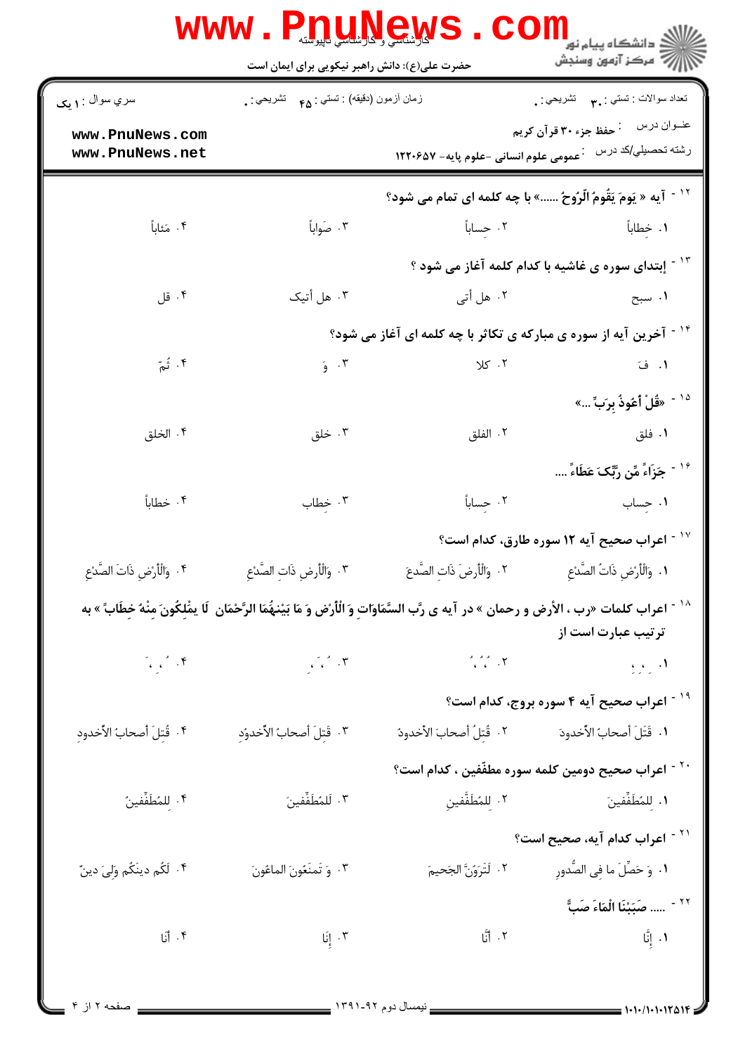۱۲ - آیه « يَومَ يَقُومُ الرُّوحُ ......» با چه کلمه ای تمام می شود؟

۱. خِطاباً  ۲. حِساباً  ۳. صَواباً  ۴. مَئاباً

۱۳ - إبتدای سوره ی غاشیه با کدام کلمه آغاز می شود ؟

۱. سبح  ۲. هل أتی  ۳. هل أتیک  ۴. قل

۱۴ - آخرین آیه از سوره ی مبارکه ی تکاثر با چه کلمه ای آغاز می شود؟

۱. فَ  ۲. کلا  ۳. وَ  ۴. ثُمَّ

۱۵ - «قُلْ أعُوذُ بِرَبِّ ...»

۱. فلق  ۲. الفلق  ۳. خلق  ۴. الخلق

۱۶ - جَزَاءً مِّن رَّبِّکَ عَطَاءً ....

۱. حِساب  ۲. حِساباً  ۳. خِطاب  ۴. خطاباً

۱۷ - اعراب صحیح آیه ۱۲ سوره طارق، کدام است؟

۱. وَالْأَرْضِ ذَاتُ الصَّدْعِ  ۲. وَالْأَرْضَ ذَاتِ الصَّدعَ  ۳. وَالْأَرْضِ ذَاتِ الصَّدْعِ  ۴. وَالْأَرْضِ ذَاتَ الصَّدْعِ

۱۸ - اعراب کلمات «رب ، الأرض و رحمان » در آیه ی رَّبِ السَّمَاوَاتِ وَ الْأَرْضِ وَ مَا بَيْنَهُمَا الرَّحْمَانِ لَا يمْلِکُونَ مِنْهُ خِطَاباً » به ترتیب عبارت است از

۱. ِ ، ِ ، ِ  ۲. ُ ، ُ ، ُ  ۳. ِ ، ِ ، ُ  ۴. َ ، ِ ، َ

۱۹ - اعراب صحیح آیه ۴ سوره بروج، کدام است؟

۱. قَتَلَ أصحابُ الأخدودَ  ۲. قُتِلُ أصحابَ الأخدودُ  ۳. قَتلَ أصحابُ الأخدوُدِ  ۴. قُتِلَ أصحابُ الأخدودِ

۲۰ - اعراب صحیح دومین کلمه سوره مطفّفین ، کدام است؟

۱. لِلمُطَفِّفِينَ  ۲. لِلمُطَفَّفِينِ  ۳. لَلمُطَفِّفِينَ  ۴. لِلمُطَفِّفِينُ

۲۱ - اعراب کدام آیه، صحیح است؟

۱. وَ حَصِّلَ ما فِی الصُّدورِ  ۲. لَتَرَوُنَّ الجَحِيمَ  ۳. وَ تَمنَعُونَ الماعُونَ  ۴. لَکُم دِينَکُم وِلِیَ دِینٌ

۲۲ - ..... صَبَبْنَا الْمَاءَ صَبًّ

۱. إنَّا  ۲. أنَّا  ۳. إنَا  ۴. أنا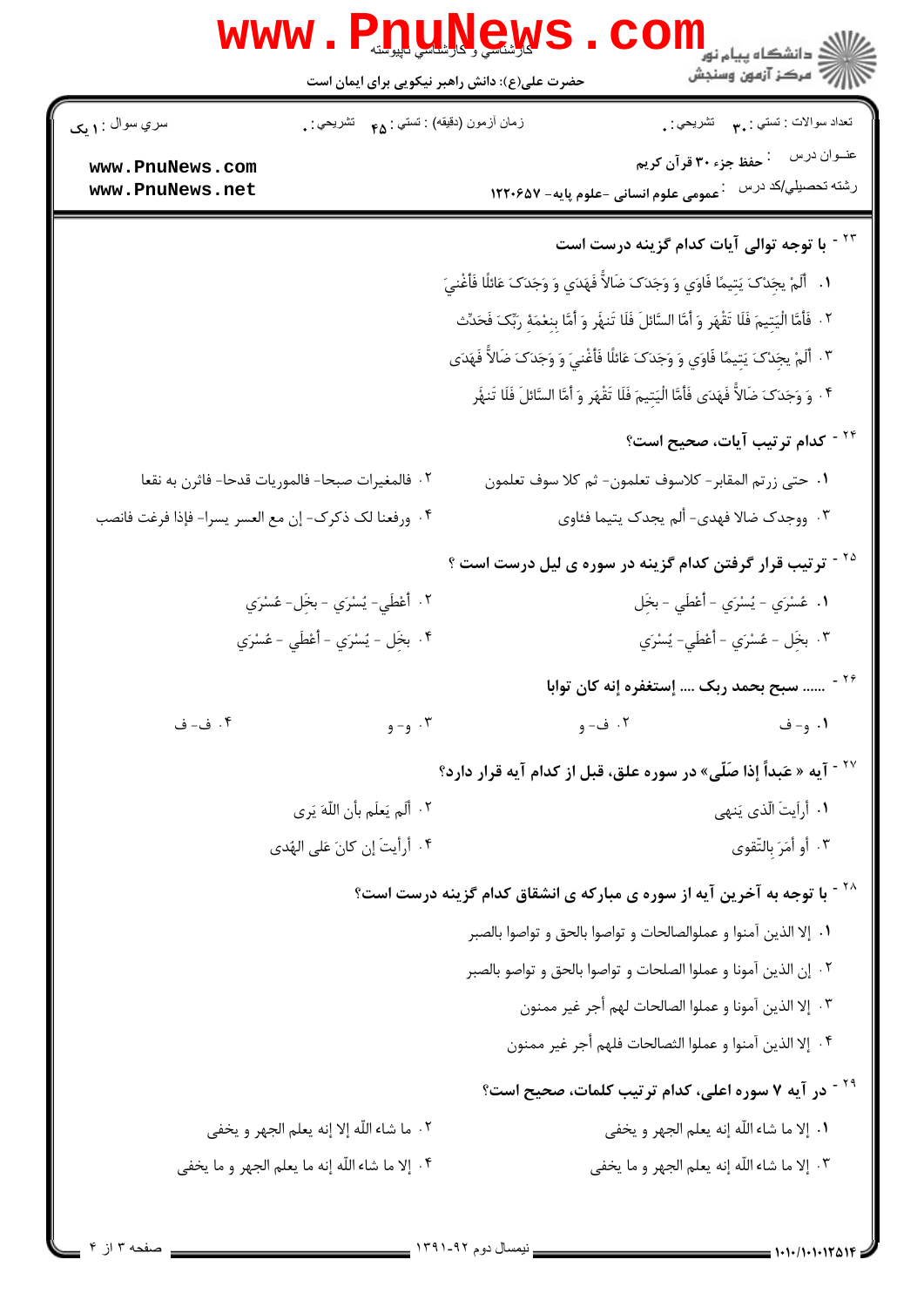تعداد سوالات : تستی : ۳۰ تشریحی : ۰ — زمان آزمون (دقیقه) : تستی : ۴۵ تشریحی : ۰ — سري سوال : ۱ یک

عنوان درس : حفظ جزء ۳۰ قرآن کریم

رشته تحصیلی/کد درس : عمومی علوم انسانی -علوم پایه- ۱۲۲۰۶۵۷

۲۳- با توجه توالی آیات کدام گزینه درست است

۱. أَلَمْ يَجِدْكَ يَتِيمًا فَآوَى وَ وَجَدَكَ ضَالًّا فَهَدَى وَ وَجَدَكَ عَائِلًا فَأَغْنَى

۲. فَأَمَّا الْيَتِيمَ فَلَا تَقْهَرْ وَ أَمَّا السَّائِلَ فَلَا تَنهَرْ وَ أَمَّا بِنِعْمَةِ رَبِّكَ فَحَدِّثْ

۳. أَلَمْ يَجِدْكَ يَتِيمًا فَآوَى وَ وَجَدَكَ عَائِلًا فَأَغْنَى وَ وَجَدَكَ ضَالًّا فَهَدَى

۴. وَ وَجَدَكَ ضَالًّا فَهَدَى فَأَمَّا الْيَتِيمَ فَلَا تَقْهَرْ وَ أَمَّا السَّائِلَ فَلَا تَنهَرْ

۲۴- کدام ترتیب آیات، صحیح است؟

۱. حتی زرتم المقابر- کلاسوف تعلمون- ثم کلا سوف تعلمون

۲. فالمغیرات صبحا- فالموریات قدحا- فاثرن به نقعا

۳. ووجدک ضالا فهدی- ألم یجدک یتیما فئاوی

۴. ورفعنا لک ذکرک- إن مع العسر یسرا- فإذا فرغت فانصب

۲۵- ترتیب قرار گرفتن کدام گزینه در سوره ی لیل درست است ؟

۱. عُسْرَى - يُسْرَى - أَعْطَى - بَخِلَ

۲. أَعْطَى- يُسْرَى - بَخِلَ- عُسْرَى

۳. بَخِلَ - عُسْرَى - أَعْطَى- يُسْرَى

۴. بَخِلَ - يُسْرَى - أَعْطَى - عُسْرَى

۲۶- ...... سبح بحمد ربک .... إستغفره إنه کان توابا

۱. و- ف

۲. ف- و

۳. و- و

۴. ف- ف

۲۷- آیه « عَبداً إذا صَلّی» در سوره علق، قبل از کدام آیه قرار دارد؟

۱. أرَأیتَ الّذی یَنهی

۲. ألَم یَعلَم بأن اللّهَ یَری

۳. أو أمَرَ بِالتّقوی

۴. أرأیتَ إن کانَ علی الهُدی

۲۸- با توجه به آخرین آیه از سوره ی مبارکه ی انشقاق کدام گزینه درست است؟

۱. إلا الذین آمنوا و عملواالصالحات و تواصوا بالحق و تواصوا بالصبر

۲. إن الذین آمنوا و عملوا الصلحات و تواصوا بالحق و تواصو بالصبر

۳. إلا الذین آمنوا و عملوا الصالحات لهم أجر غیر ممنون

۴. إلا الذین آمنوا و عملوا الثصالحات فلهم أجر غیر ممنون

۲۹- در آیه ۷ سوره اعلی، کدام ترتیب کلمات، صحیح است؟

۱. إلا ما شاء اللّه إنه یعلم الجهر و یخفی

۲. ما شاء اللّه إلا إنه یعلم الجهر و یخفی

۳. إلا ما شاء اللّه إنه یعلم الجهر و ما یخفی

۴. إلا ما شاء اللّه إنه ما یعلم الجهر و ما یخفی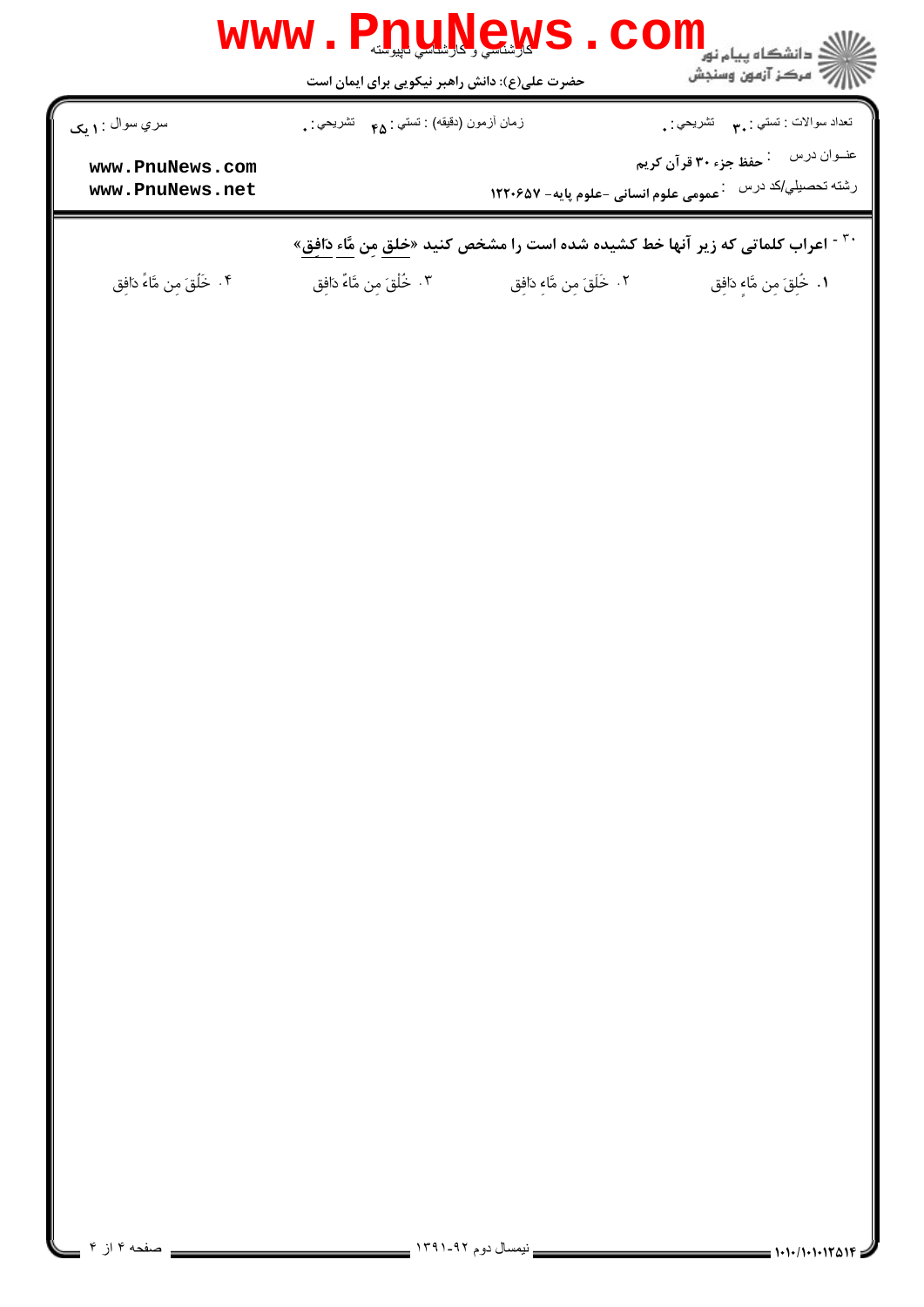**تعداد سوالات : تستی : ۳۰ تشریحی : ۰** | **زمان آزمون (دقیقه) : تستی : ۴۵ تشریحی : ۰** | **سري سوال : ۱ یک**

**عنـوان درس : حفظ جزء ۳۰ قرآن کریم**

**رشته تحصیلی/کد درس : عمومی علوم انسانی -علوم پایه- ۱۲۲۰۶۵۷**

۳۰ - **اعراب کلماتی که زیر آنها خط کشیده شده است را مشخص کنید «خلق مِن مّآء دَافِق»**

۱. خُلِقَ مِن مَّاءٍ دَافِقٍ

۲. خَلَقَ مِن مَّاءِ دَافِقِ

۳. خُلْقَ مِن مَّاءٌ دَافِق

۴. خَلْقَ مِن مَّاءً دَافِق